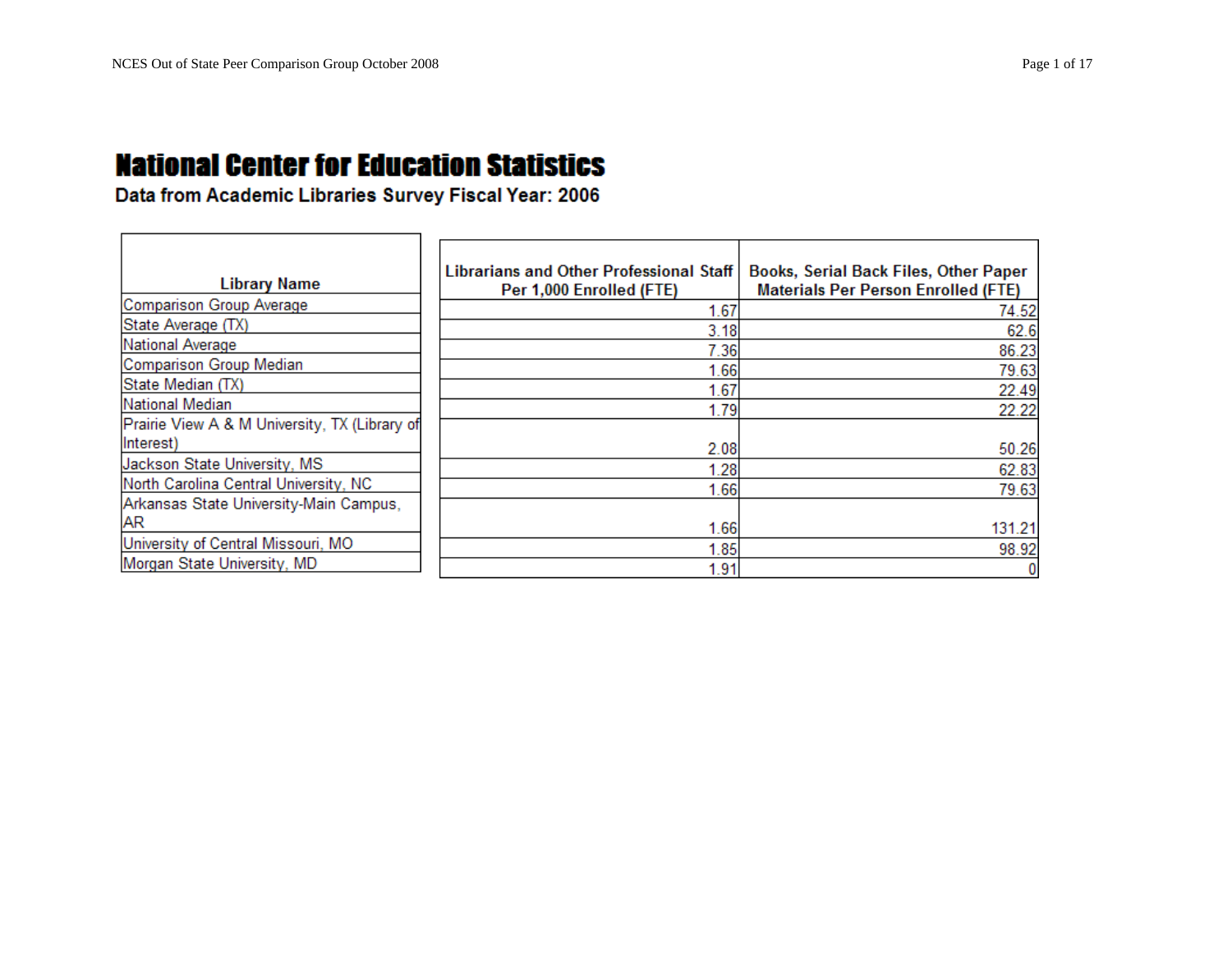# National Center for Education Statistics

## Data from Academic Libraries Survey Fiscal Year: 2006

| Library Name | Librarians and Other Professional Staff Per 1,000 Enrolled (FTE) | Books, Serial Back Files, Other Paper Materials Per Person Enrolled (FTE) |
|---|---|---|
| Comparison Group Average | 1.67 | 74.52 |
| State Average (TX) | 3.18 | 62.6 |
| National Average | 7.36 | 86.23 |
| Comparison Group Median | 1.66 | 79.63 |
| State Median (TX) | 1.67 | 22.49 |
| National Median | 1.79 | 22.22 |
| Prairie View A & M University, TX (Library of Interest) | 2.08 | 50.26 |
| Jackson State University, MS | 1.28 | 62.83 |
| North Carolina Central University, NC | 1.66 | 79.63 |
| Arkansas State University-Main Campus, AR | 1.66 | 131.21 |
| University of Central Missouri, MO | 1.85 | 98.92 |
| Morgan State University, MD | 1.91 | 0 |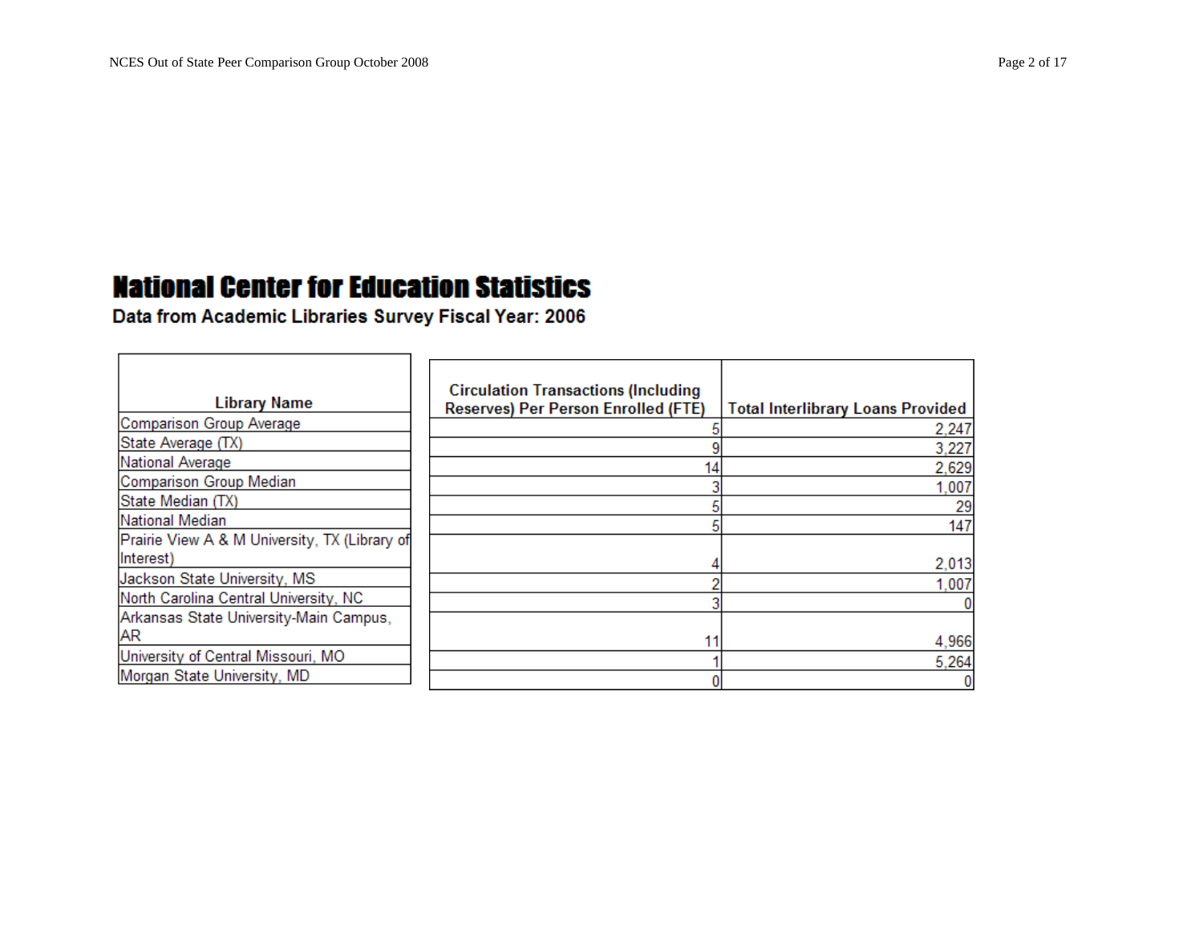# National Center for Education Statistics

## Data from Academic Libraries Survey Fiscal Year: 2006

| Library Name | Circulation Transactions (Including Reserves) Per Person Enrolled (FTE) | Total Interlibrary Loans Provided |
| --- | --- | --- |
| Comparison Group Average | 5 | 2,247 |
| State Average (TX) | 9 | 3,227 |
| National Average | 14 | 2,629 |
| Comparison Group Median | 3 | 1,007 |
| State Median (TX) | 5 | 29 |
| National Median | 5 | 147 |
| Prairie View A & M University, TX (Library of Interest) | 4 | 2,013 |
| Jackson State University, MS | 2 | 1,007 |
| North Carolina Central University, NC | 3 | 0 |
| Arkansas State University-Main Campus, AR | 11 | 4,966 |
| University of Central Missouri, MO | 1 | 5,264 |
| Morgan State University, MD | 0 | 0 |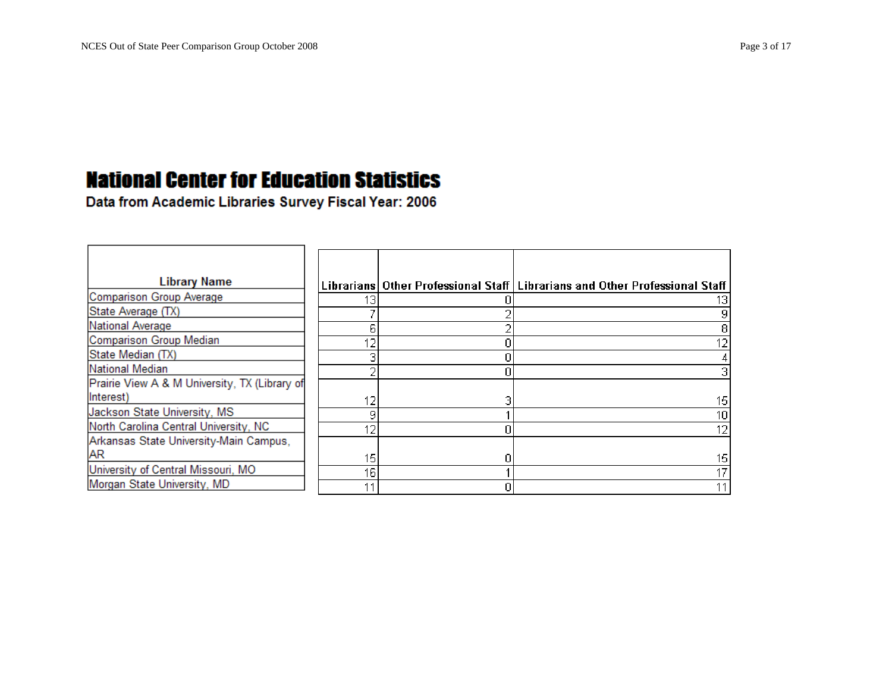# National Center for Education Statistics

**Data from Academic Libraries Survey Fiscal Year: 2006**

| Library Name | Librarians | Other Professional Staff | Librarians and Other Professional Staff |
|---|---|---|---|
| Comparison Group Average | 13 | 0 | 13 |
| State Average (TX) | 7 | 2 | 9 |
| National Average | 6 | 2 | 8 |
| Comparison Group Median | 12 | 0 | 12 |
| State Median (TX) | 3 | 0 | 4 |
| National Median | 2 | 0 | 3 |
| Prairie View A & M University, TX (Library of Interest) | 12 | 3 | 15 |
| Jackson State University, MS | 9 | 1 | 10 |
| North Carolina Central University, NC | 12 | 0 | 12 |
| Arkansas State University-Main Campus, AR | 15 | 0 | 15 |
| University of Central Missouri, MO | 16 | 1 | 17 |
| Morgan State University, MD | 11 | 0 | 11 |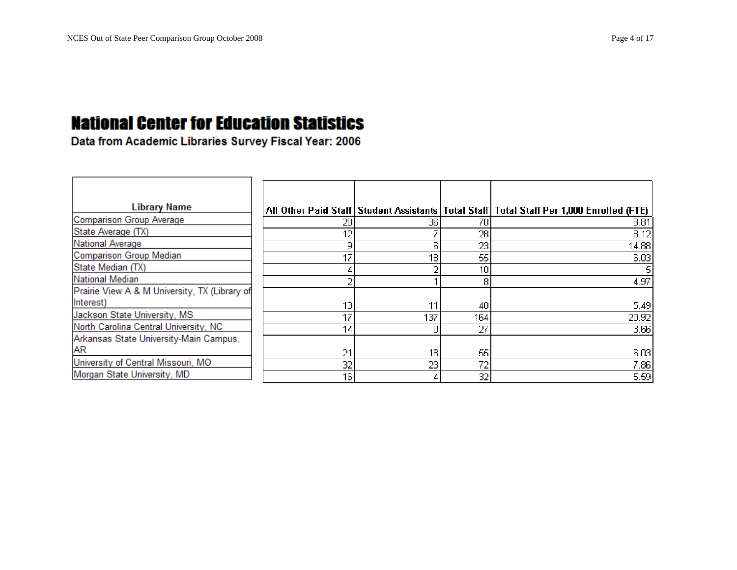# National Center for Education Statistics

## Data from Academic Libraries Survey Fiscal Year: 2006

| Library Name | All Other Paid Staff | Student Assistants | Total Staff | Total Staff Per 1,000 Enrolled (FTE) |
|---|---|---|---|---|
| Comparison Group Average | 20 | 36 | 70 | 8.81 |
| State Average (TX) | 12 | 7 | 28 | 8.12 |
| National Average | 9 | 6 | 23 | 14.88 |
| Comparison Group Median | 17 | 18 | 55 | 6.03 |
| State Median (TX) | 4 | 2 | 10 | 5 |
| National Median | 2 | 1 | 8 | 4.97 |
| Prairie View A & M University, TX (Library of Interest) | 13 | 11 | 40 | 5.49 |
| Jackson State University, MS | 17 | 137 | 164 | 20.92 |
| North Carolina Central University, NC | 14 | 0 | 27 | 3.66 |
| Arkansas State University-Main Campus, AR | 21 | 18 | 55 | 6.03 |
| University of Central Missouri, MO | 32 | 23 | 72 | 7.86 |
| Morgan State University, MD | 16 | 4 | 32 | 5.59 |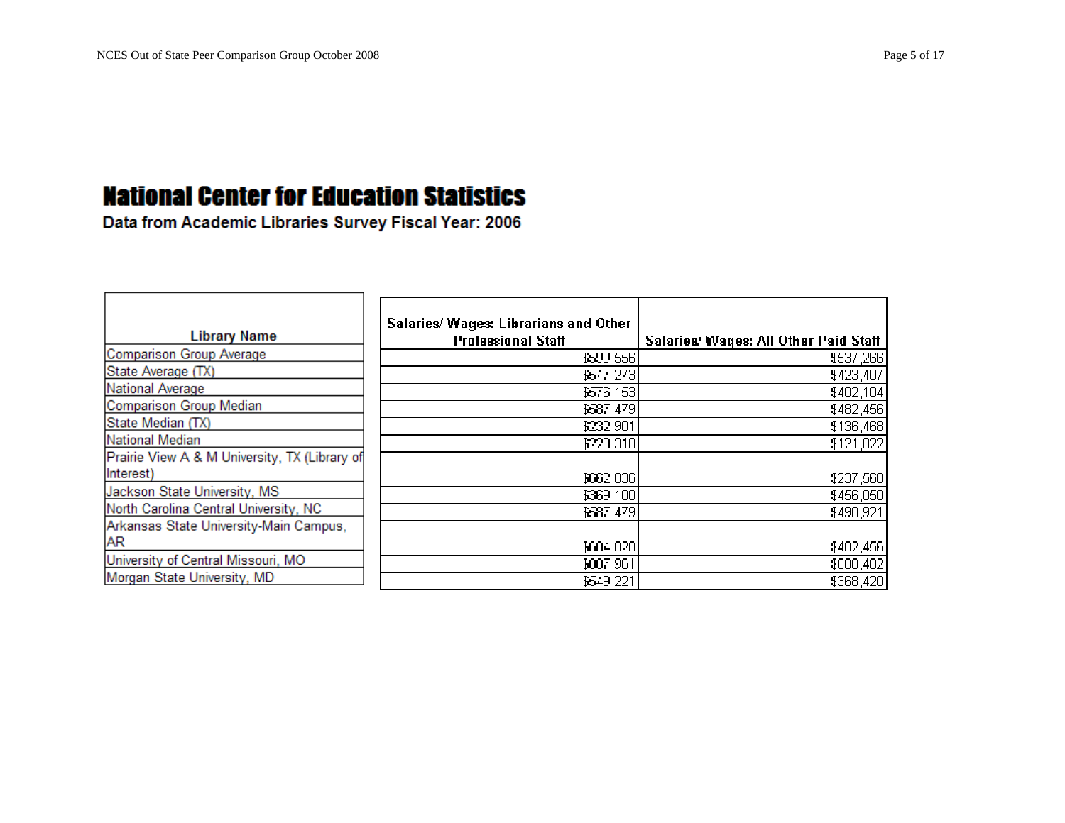# National Center for Education Statistics

**Data from Academic Libraries Survey Fiscal Year: 2006**

| Library Name | Salaries/ Wages: Librarians and Other Professional Staff | Salaries/ Wages: All Other Paid Staff |
|---|---|---|
| Comparison Group Average | $599,556 | $537,266 |
| State Average (TX) | $547,273 | $423,407 |
| National Average | $576,153 | $402,104 |
| Comparison Group Median | $587,479 | $482,456 |
| State Median (TX) | $232,901 | $136,468 |
| National Median | $220,310 | $121,822 |
| Prairie View A & M University, TX (Library of Interest) | $662,036 | $237,560 |
| Jackson State University, MS | $369,100 | $456,050 |
| North Carolina Central University, NC | $587,479 | $490,921 |
| Arkansas State University-Main Campus, AR | $604,020 | $482,456 |
| University of Central Missouri, MO | $887,961 | $888,482 |
| Morgan State University, MD | $549,221 | $368,420 |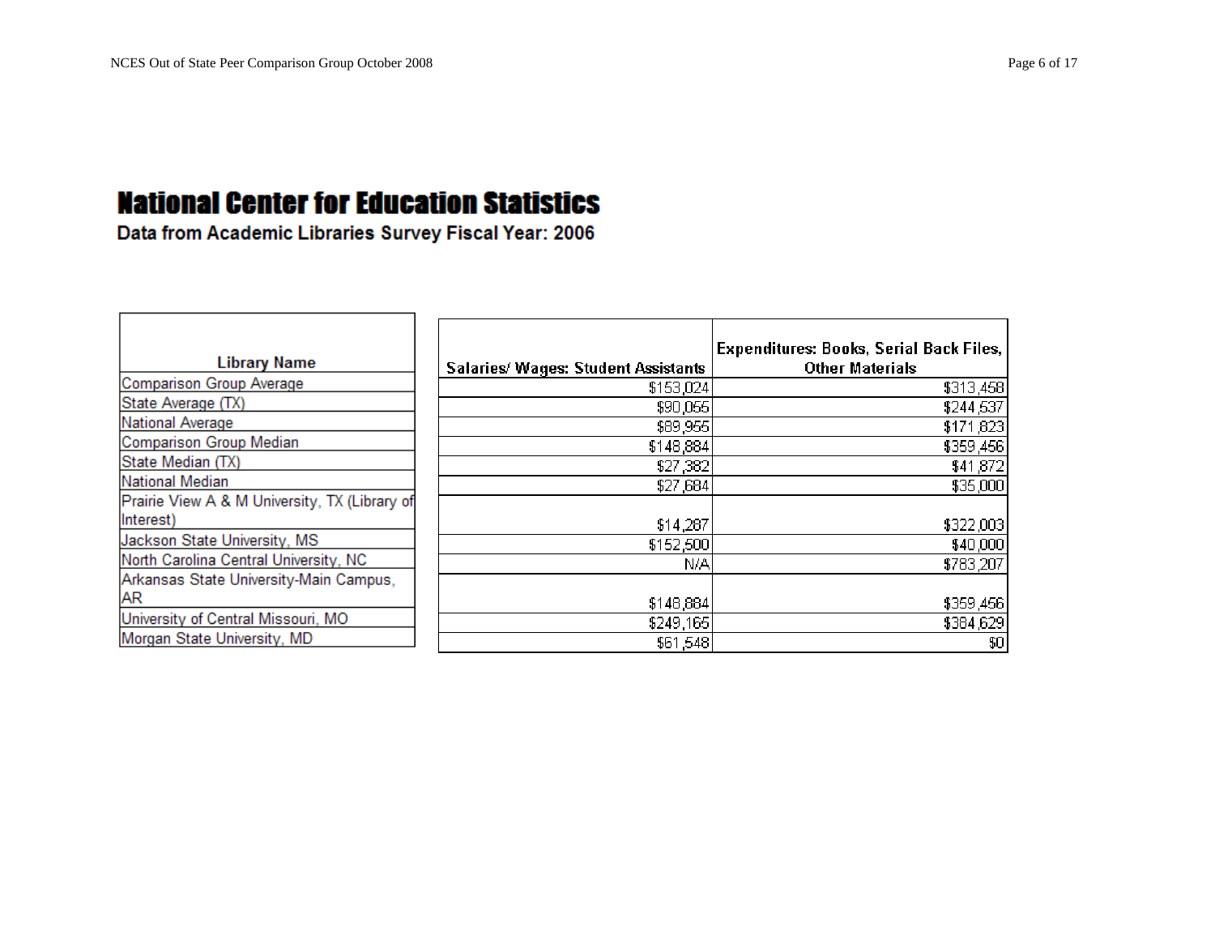# National Center for Education Statistics

**Data from Academic Libraries Survey Fiscal Year: 2006**

| Library Name | Salaries/ Wages: Student Assistants | Expenditures: Books, Serial Back Files, Other Materials |
|---|---|---|
| Comparison Group Average | $153,024 | $313,458 |
| State Average (TX) | $90,055 | $244,537 |
| National Average | $89,955 | $171,823 |
| Comparison Group Median | $148,884 | $359,456 |
| State Median (TX) | $27,382 | $41,872 |
| National Median | $27,684 | $35,000 |
| Prairie View A & M University, TX (Library of Interest) | $14,287 | $322,003 |
| Jackson State University, MS | $152,500 | $40,000 |
| North Carolina Central University, NC | N/A | $783,207 |
| Arkansas State University-Main Campus, AR | $148,884 | $359,456 |
| University of Central Missouri, MO | $249,165 | $384,629 |
| Morgan State University, MD | $61,548 | $0 |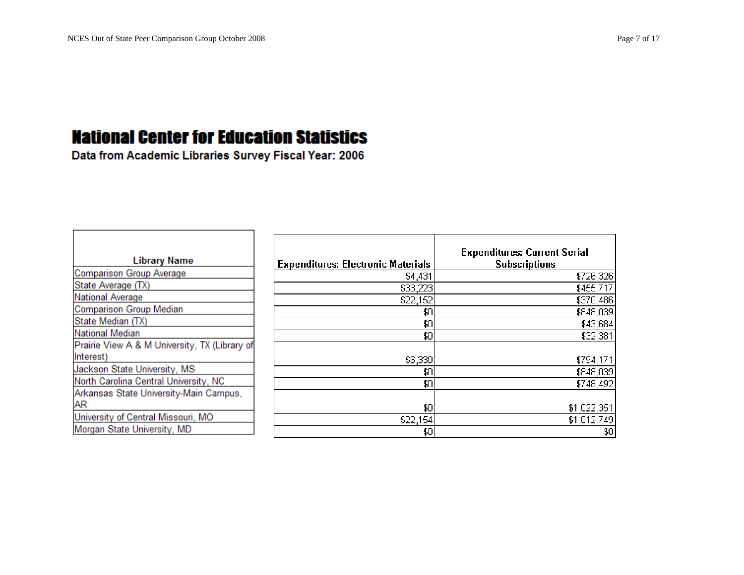# National Center for Education Statistics

**Data from Academic Libraries Survey Fiscal Year: 2006**

| Library Name | Expenditures: Electronic Materials | Expenditures: Current Serial Subscriptions |
|---|---|---|
| Comparison Group Average | $4,431 | $726,326 |
| State Average (TX) | $33,223 | $455,717 |
| National Average | $22,152 | $370,486 |
| Comparison Group Median | $0 | $848,039 |
| State Median (TX) | $0 | $43,684 |
| National Median | $0 | $32,381 |
| Prairie View A & M University, TX (Library of Interest) | $6,330 | $794,171 |
| Jackson State University, MS | $0 | $848,039 |
| North Carolina Central University, NC | $0 | $748,492 |
| Arkansas State University-Main Campus, AR | $0 | $1,022,351 |
| University of Central Missouri, MO | $22,154 | $1,012,749 |
| Morgan State University, MD | $0 | $0 |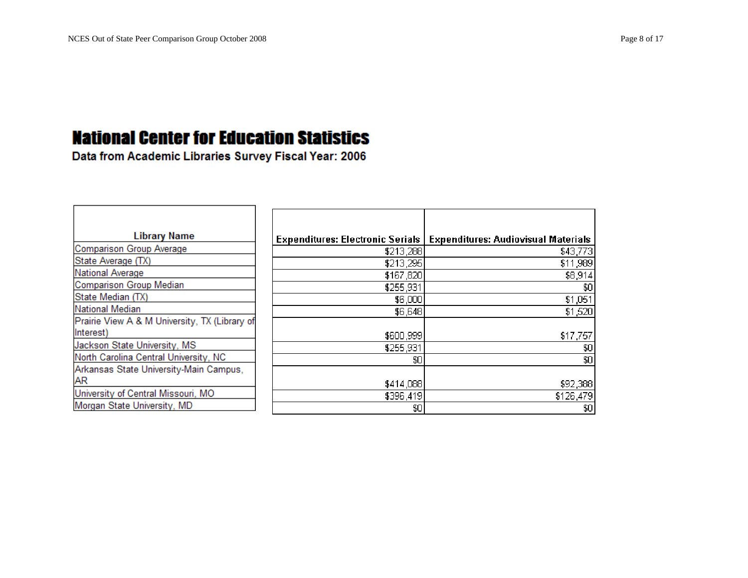# National Center for Education Statistics

## Data from Academic Libraries Survey Fiscal Year: 2006

| Library Name | Expenditures: Electronic Serials | Expenditures: Audiovisual Materials |
|---|---|---|
| Comparison Group Average | $213,288 | $43,773 |
| State Average (TX) | $213,296 | $11,989 |
| National Average | $167,820 | $8,914 |
| Comparison Group Median | $255,931 | $0 |
| State Median (TX) | $6,000 | $1,051 |
| National Median | $6,648 | $1,520 |
| Prairie View A & M University, TX (Library of Interest) | $600,999 | $17,757 |
| Jackson State University, MS | $255,931 | $0 |
| North Carolina Central University, NC | $0 | $0 |
| Arkansas State University-Main Campus, AR | $414,088 | $92,388 |
| University of Central Missouri, MO | $396,419 | $126,479 |
| Morgan State University, MD | $0 | $0 |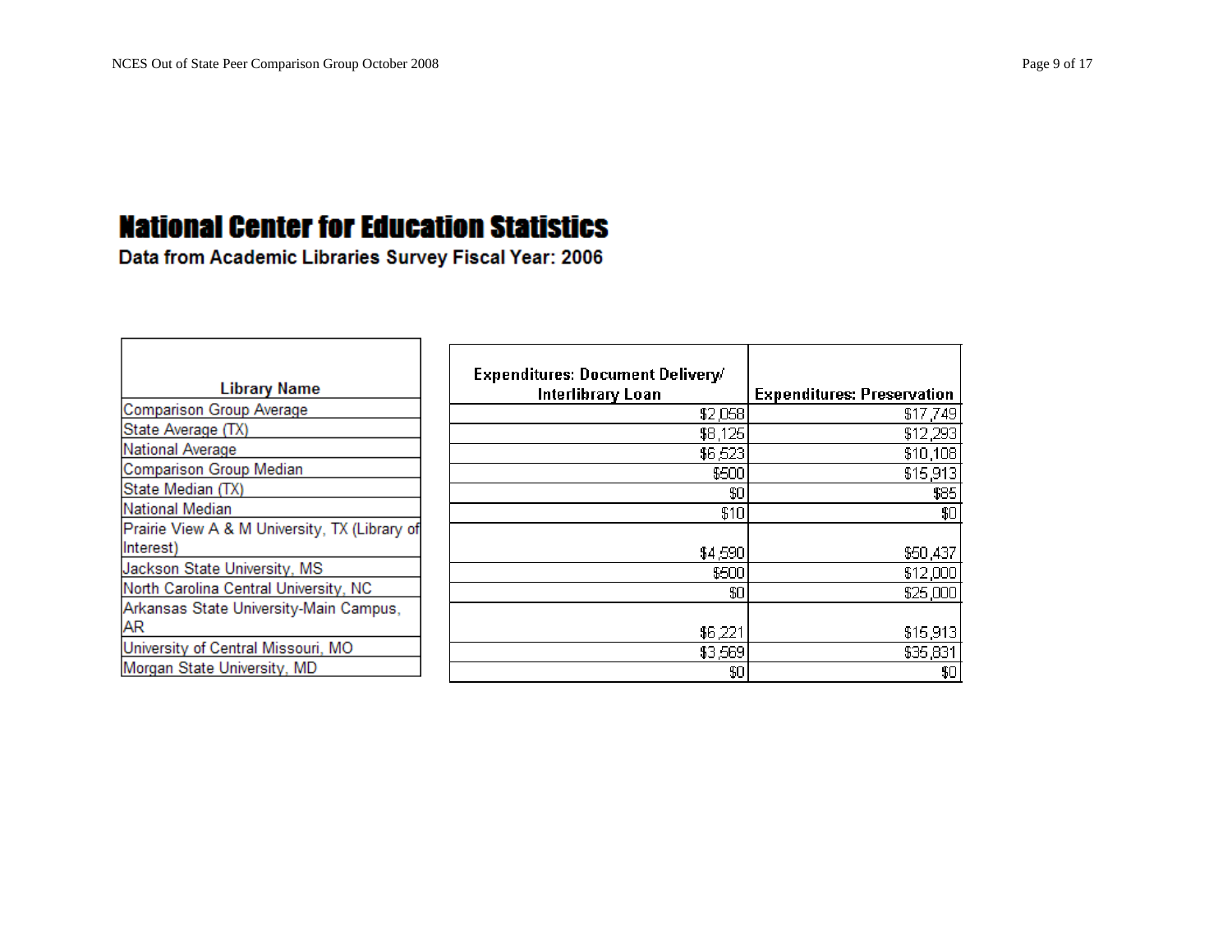# National Center for Education Statistics

**Data from Academic Libraries Survey Fiscal Year: 2006**

| Library Name | Expenditures: Document Delivery/ Interlibrary Loan | Expenditures: Preservation |
|---|---|---|
| Comparison Group Average | $2,058 | $17,749 |
| State Average (TX) | $8,125 | $12,293 |
| National Average | $6,523 | $10,108 |
| Comparison Group Median | $500 | $15,913 |
| State Median (TX) | $0 | $85 |
| National Median | $10 | $0 |
| Prairie View A & M University, TX (Library of Interest) | $4,590 | $50,437 |
| Jackson State University, MS | $500 | $12,000 |
| North Carolina Central University, NC | $0 | $25,000 |
| Arkansas State University-Main Campus, AR | $6,221 | $15,913 |
| University of Central Missouri, MO | $3,569 | $35,831 |
| Morgan State University, MD | $0 | $0 |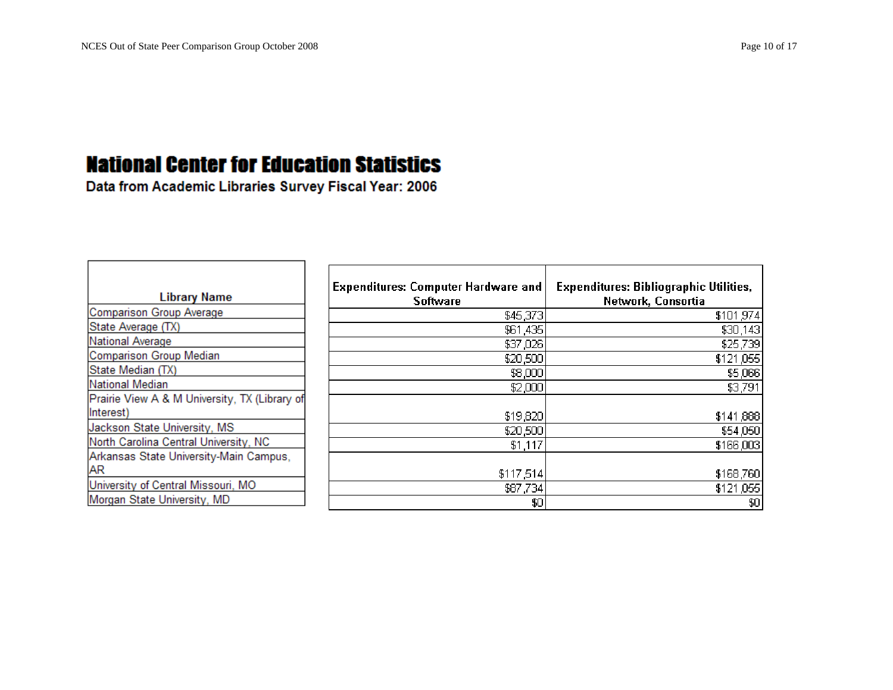# National Center for Education Statistics

**Data from Academic Libraries Survey Fiscal Year: 2006**

| Library Name | Expenditures: Computer Hardware and Software | Expenditures: Bibliographic Utilities, Network, Consortia |
|---|---|---|
| Comparison Group Average | $45,373 | $101,974 |
| State Average (TX) | $61,435 | $30,143 |
| National Average | $37,026 | $25,739 |
| Comparison Group Median | $20,500 | $121,055 |
| State Median (TX) | $8,000 | $5,066 |
| National Median | $2,000 | $3,791 |
| Prairie View A & M University, TX (Library of Interest) | $19,820 | $141,888 |
| Jackson State University, MS | $20,500 | $54,050 |
| North Carolina Central University, NC | $1,117 | $166,003 |
| Arkansas State University-Main Campus, AR | $117,514 | $168,760 |
| University of Central Missouri, MO | $87,734 | $121,055 |
| Morgan State University, MD | $0 | $0 |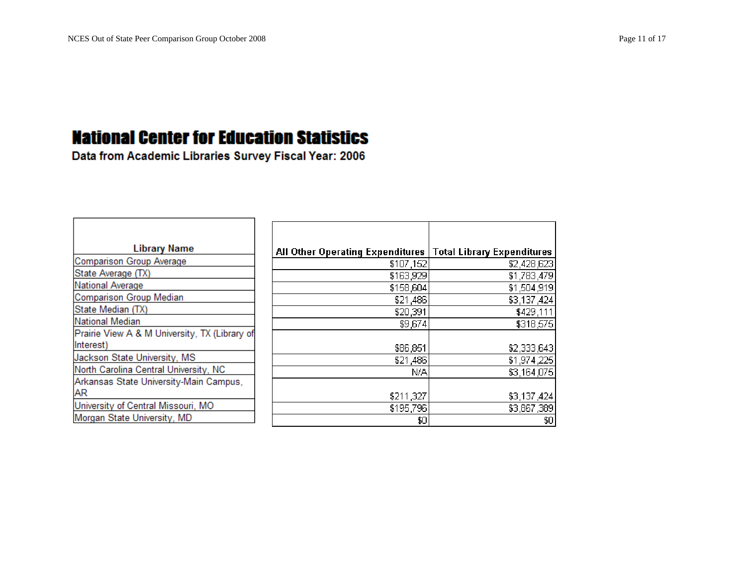# National Center for Education Statistics

**Data from Academic Libraries Survey Fiscal Year: 2006**

| Library Name | All Other Operating Expenditures | Total Library Expenditures |
|---|---|---|
| Comparison Group Average | $107,152 | $2,428,623 |
| State Average (TX) | $163,929 | $1,783,479 |
| National Average | $158,604 | $1,504,919 |
| Comparison Group Median | $21,486 | $3,137,424 |
| State Median (TX) | $20,391 | $429,111 |
| National Median | $9,674 | $318,575 |
| Prairie View A & M University, TX (Library of Interest) | $86,851 | $2,333,643 |
| Jackson State University, MS | $21,486 | $1,974,225 |
| North Carolina Central University, NC | N/A | $3,164,075 |
| Arkansas State University-Main Campus, AR | $211,327 | $3,137,424 |
| University of Central Missouri, MO | $195,796 | $3,867,389 |
| Morgan State University, MD | $0 | $0 |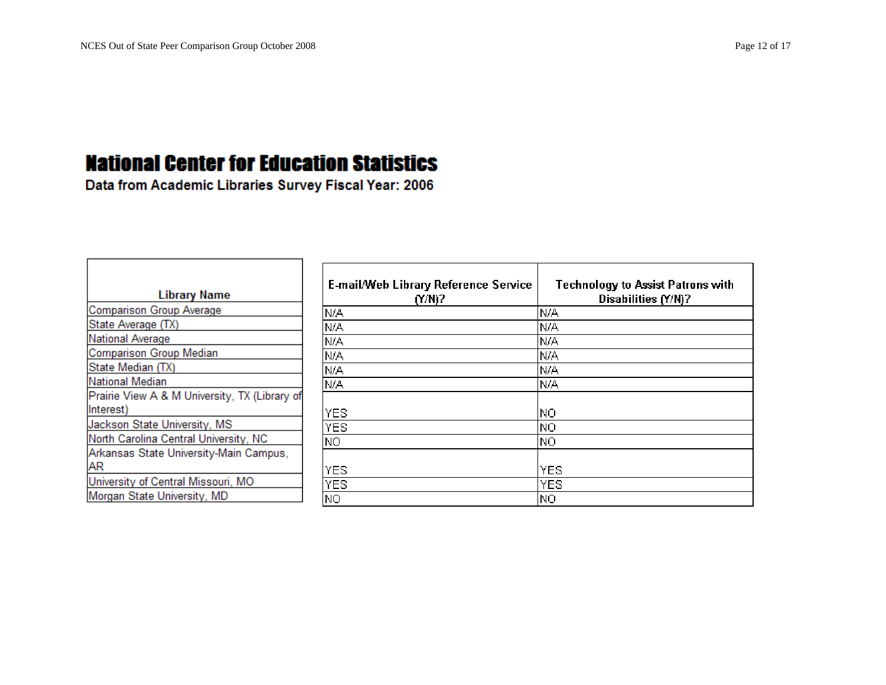# National Center for Education Statistics

**Data from Academic Libraries Survey Fiscal Year: 2006**

| Library Name | E-mail/Web Library Reference Service (Y/N)? | Technology to Assist Patrons with Disabilities (Y/N)? |
|---|---|---|
| Comparison Group Average | N/A | N/A |
| State Average (TX) | N/A | N/A |
| National Average | N/A | N/A |
| Comparison Group Median | N/A | N/A |
| State Median (TX) | N/A | N/A |
| National Median | N/A | N/A |
| Prairie View A & M University, TX (Library of Interest) | YES | NO |
| Jackson State University, MS | YES | NO |
| North Carolina Central University, NC | NO | NO |
| Arkansas State University-Main Campus, AR | YES | YES |
| University of Central Missouri, MO | YES | YES |
| Morgan State University, MD | NO | NO |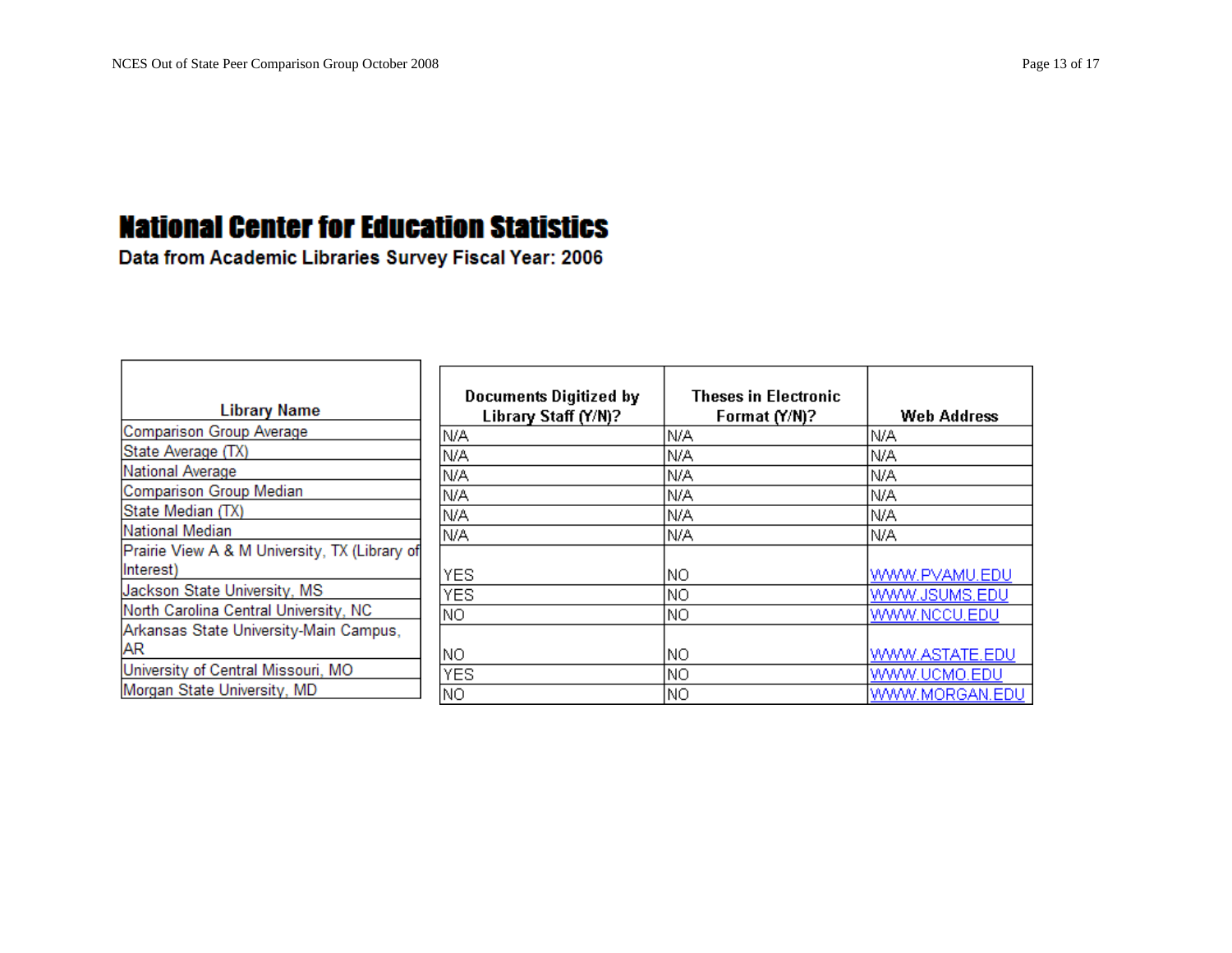# National Center for Education Statistics

**Data from Academic Libraries Survey Fiscal Year: 2006**

| Library Name | Documents Digitized by Library Staff (Y/N)? | Theses in Electronic Format (Y/N)? | Web Address |
|---|---|---|---|
| Comparison Group Average | N/A | N/A | N/A |
| State Average (TX) | N/A | N/A | N/A |
| National Average | N/A | N/A | N/A |
| Comparison Group Median | N/A | N/A | N/A |
| State Median (TX) | N/A | N/A | N/A |
| National Median | N/A | N/A | N/A |
| Prairie View A & M University, TX (Library of Interest) | YES | NO | WWW.PVAMU.EDU |
| Jackson State University, MS | YES | NO | WWW.JSUMS.EDU |
| North Carolina Central University, NC | NO | NO | WWW.NCCU.EDU |
| Arkansas State University-Main Campus, AR | NO | NO | WWW.ASTATE.EDU |
| University of Central Missouri, MO | YES | NO | WWW.UCMO.EDU |
| Morgan State University, MD | NO | NO | WWW.MORGAN.EDU |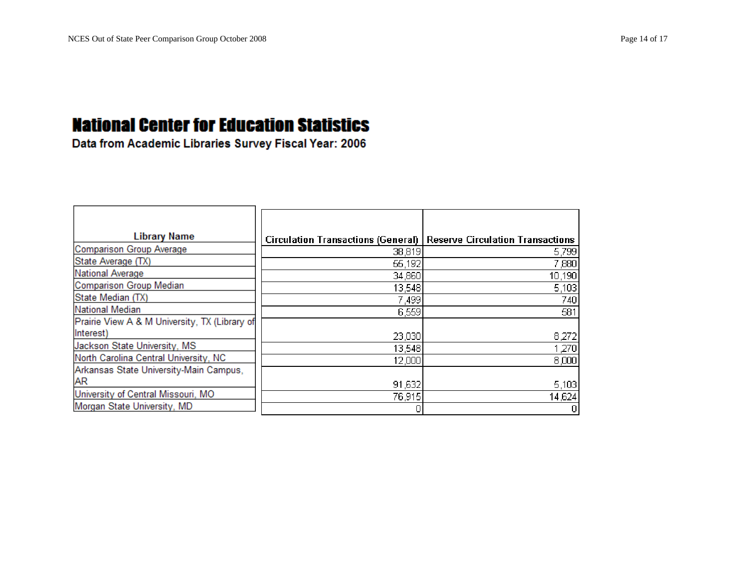# National Center for Education Statistics

## Data from Academic Libraries Survey Fiscal Year: 2006

| Library Name | Circulation Transactions (General) | Reserve Circulation Transactions |
|---|---|---|
| Comparison Group Average | 38,819 | 5,799 |
| State Average (TX) | 55,192 | 7,880 |
| National Average | 34,860 | 10,190 |
| Comparison Group Median | 13,548 | 5,103 |
| State Median (TX) | 7,499 | 740 |
| National Median | 6,559 | 581 |
| Prairie View A & M University, TX (Library of Interest) | 23,030 | 8,272 |
| Jackson State University, MS | 13,548 | 1,270 |
| North Carolina Central University, NC | 12,000 | 8,000 |
| Arkansas State University-Main Campus, AR | 91,632 | 5,103 |
| University of Central Missouri, MO | 76,915 | 14,624 |
| Morgan State University, MD | 0 | 0 |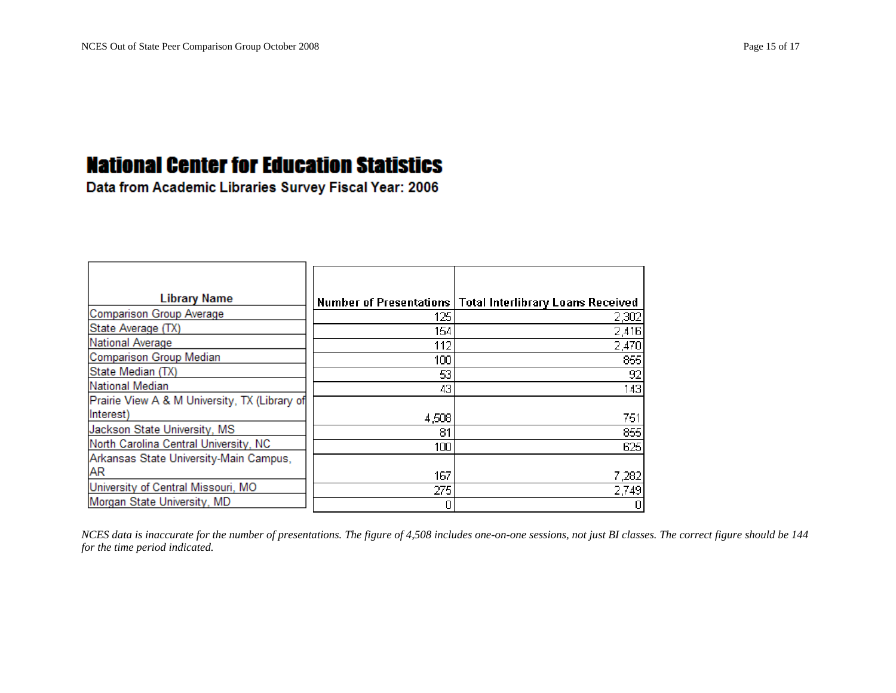# National Center for Education Statistics

**Data from Academic Libraries Survey Fiscal Year: 2006**

| Library Name | Number of Presentations | Total Interlibrary Loans Received |
|---|---|---|
| Comparison Group Average | 125 | 2,302 |
| State Average (TX) | 154 | 2,416 |
| National Average | 112 | 2,470 |
| Comparison Group Median | 100 | 855 |
| State Median (TX) | 53 | 92 |
| National Median | 43 | 143 |
| Prairie View A & M University, TX (Library of Interest) | 4,508 | 751 |
| Jackson State University, MS | 81 | 855 |
| North Carolina Central University, NC | 100 | 625 |
| Arkansas State University-Main Campus, AR | 167 | 7,282 |
| University of Central Missouri, MO | 275 | 2,749 |
| Morgan State University, MD | 0 | 0 |

*NCES data is inaccurate for the number of presentations. The figure of 4,508 includes one-on-one sessions, not just BI classes. The correct figure should be 144 for the time period indicated.*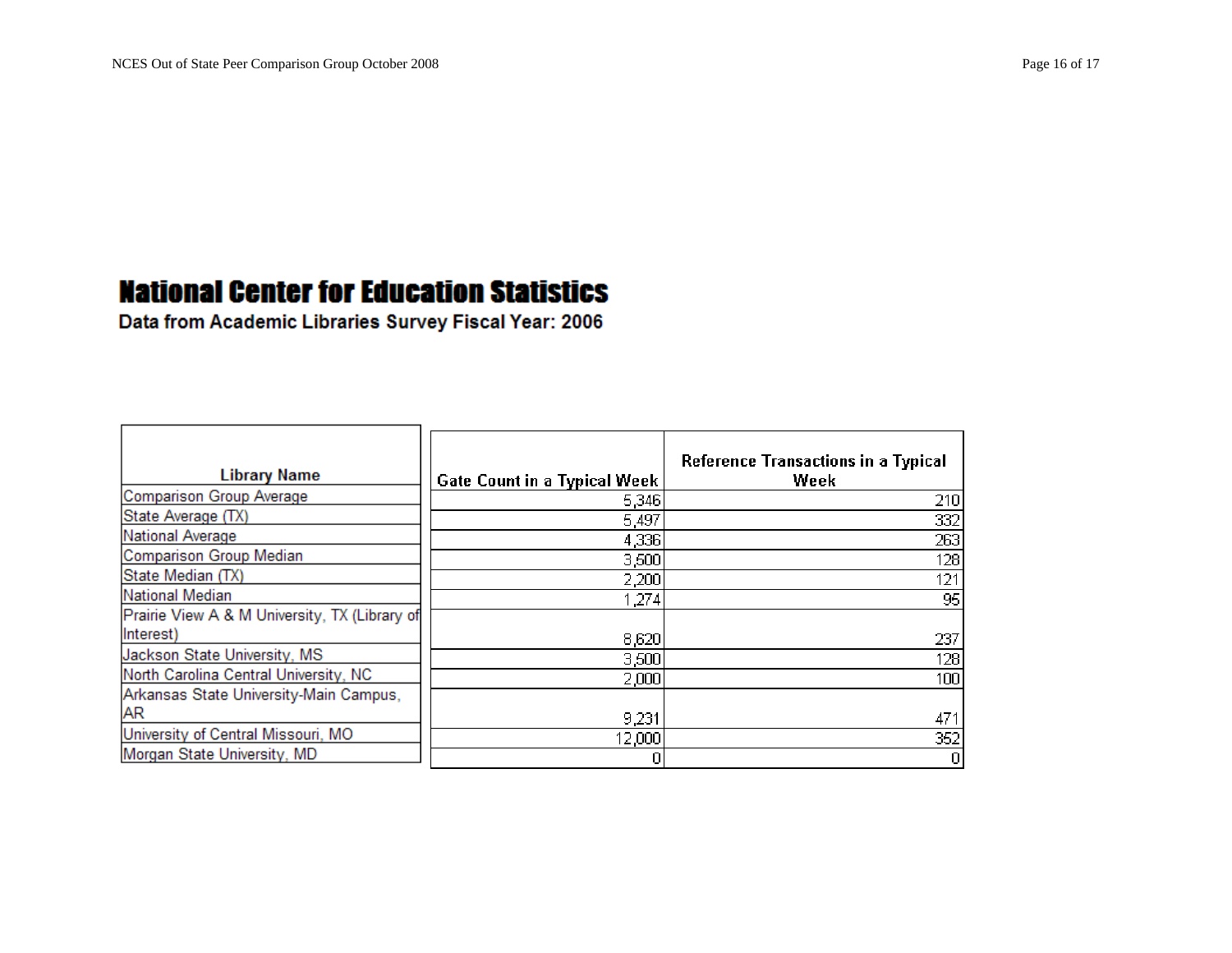# National Center for Education Statistics

**Data from Academic Libraries Survey Fiscal Year: 2006**

| Library Name | Gate Count in a Typical Week | Reference Transactions in a Typical Week |
|---|---|---|
| Comparison Group Average | 5,346 | 210 |
| State Average (TX) | 5,497 | 332 |
| National Average | 4,336 | 263 |
| Comparison Group Median | 3,500 | 128 |
| State Median (TX) | 2,200 | 121 |
| National Median | 1,274 | 95 |
| Prairie View A & M University, TX (Library of Interest) | 8,620 | 237 |
| Jackson State University, MS | 3,500 | 128 |
| North Carolina Central University, NC | 2,000 | 100 |
| Arkansas State University-Main Campus, AR | 9,231 | 471 |
| University of Central Missouri, MO | 12,000 | 352 |
| Morgan State University, MD | 0 | 0 |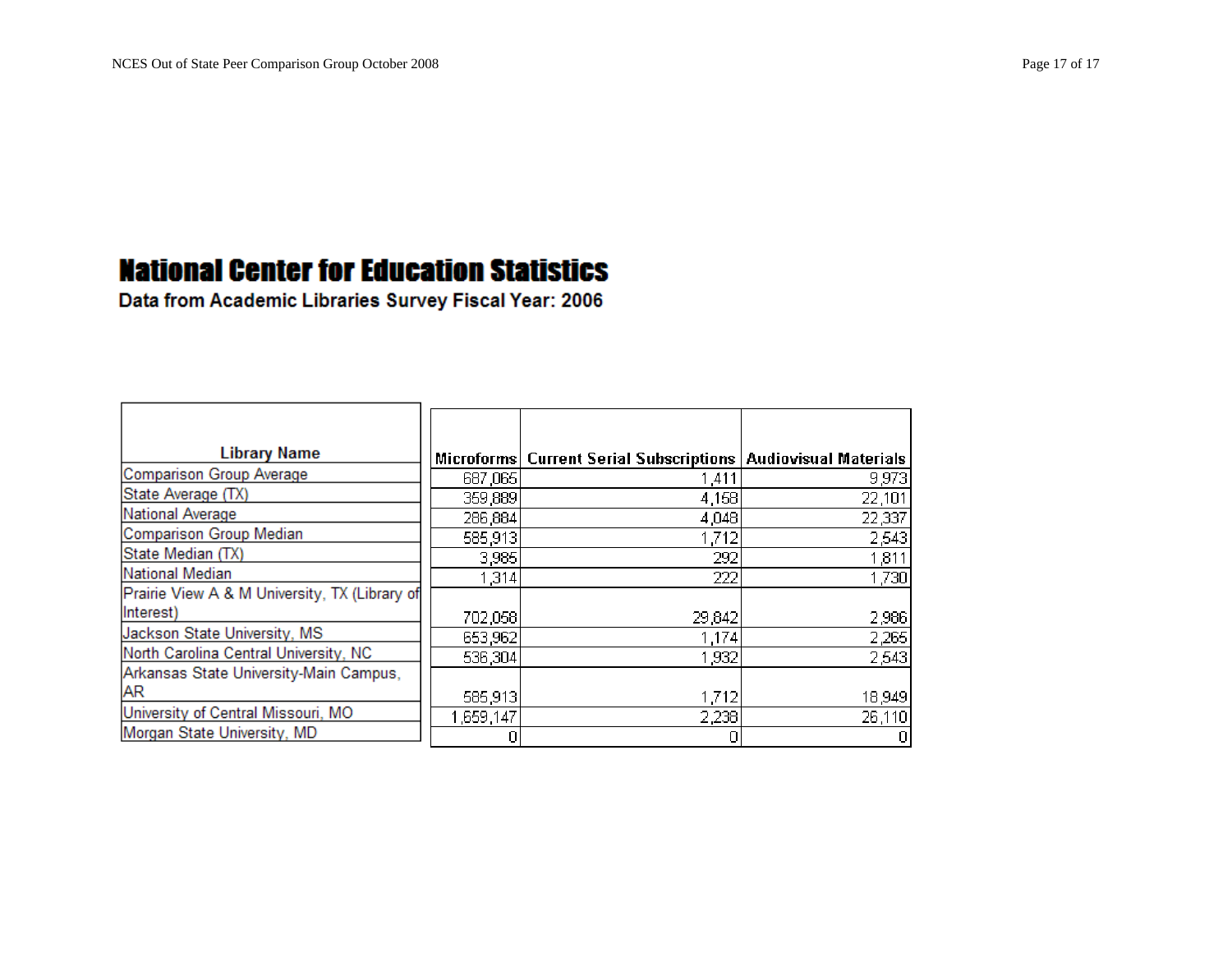# National Center for Education Statistics

**Data from Academic Libraries Survey Fiscal Year: 2006**

| Library Name | Microforms | Current Serial Subscriptions | Audiovisual Materials |
|---|---|---|---|
| Comparison Group Average | 687,065 | 1,411 | 9,973 |
| State Average (TX) | 359,889 | 4,158 | 22,101 |
| National Average | 286,884 | 4,048 | 22,337 |
| Comparison Group Median | 585,913 | 1,712 | 2,543 |
| State Median (TX) | 3,985 | 292 | 1,811 |
| National Median | 1,314 | 222 | 1,730 |
| Prairie View A & M University, TX (Library of Interest) | 702,058 | 29,842 | 2,986 |
| Jackson State University, MS | 653,962 | 1,174 | 2,265 |
| North Carolina Central University, NC | 536,304 | 1,932 | 2,543 |
| Arkansas State University-Main Campus, AR | 585,913 | 1,712 | 18,949 |
| University of Central Missouri, MO | 1,659,147 | 2,238 | 26,110 |
| Morgan State University, MD | 0 | 0 | 0 |